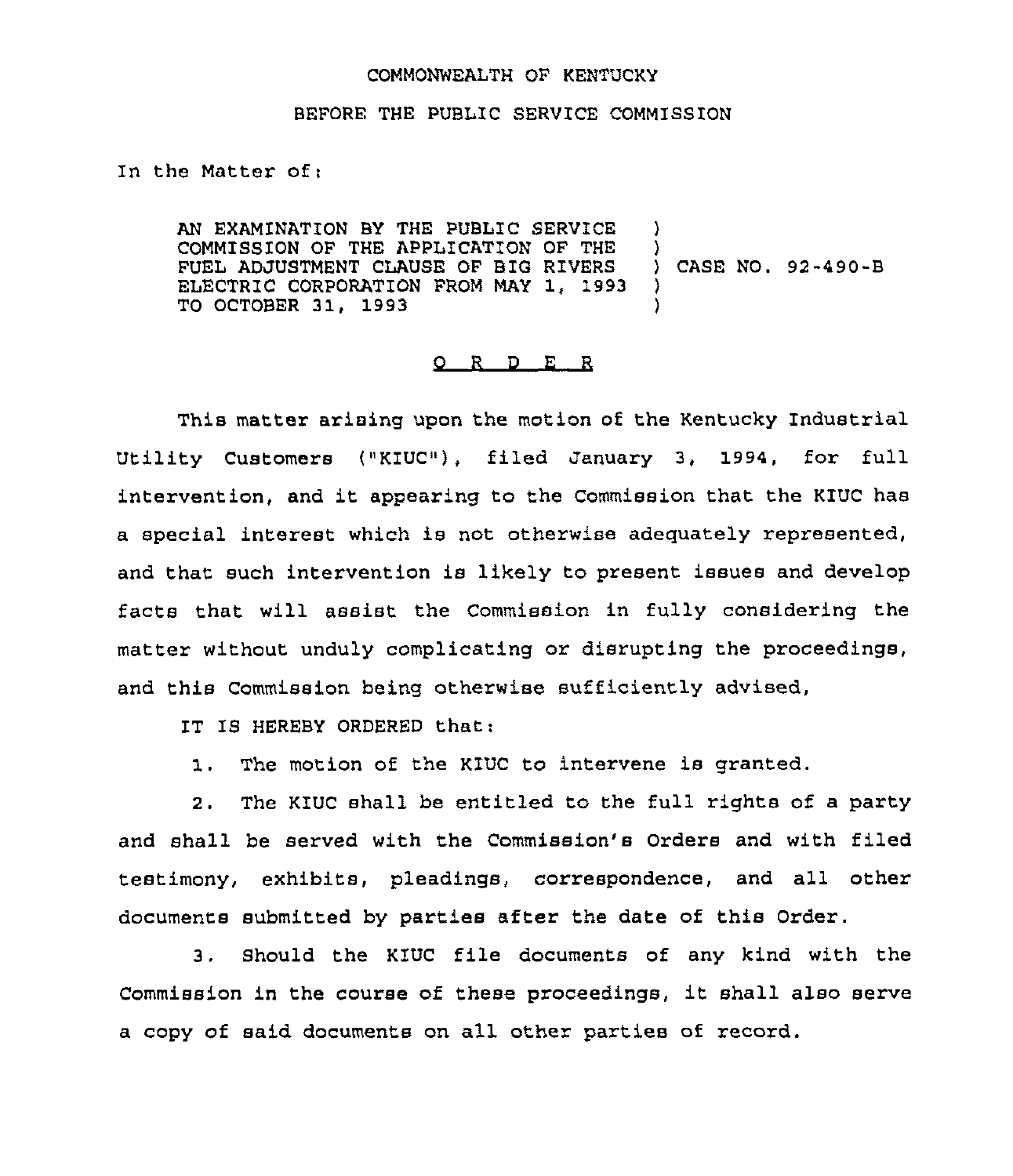COMMONWEALTH OF KENTUCKY

BEFORE THE PUBLIC SERVICE COMMISSION

In the Matter of:

AN EXAMINATION BY THE PUBLIC SERVICE COMMISSION OF THE APPLICATION OF THE FUEL ADJUSTMENT CLAUSE OF BIG RIVERS ELECTRIC CORPORATION FROM MAY 1, 1993 TO OCTOBER 31, 1993 ) CASE NO. 92-490-B

# O R D E R

This matter arising upon the motion of the Kentucky Industrial Utility Customers ("KIUC"), filed January 3, 1994, for full intervention, and it appearing to the Commission that the KIUC has a special interest which is not otherwise adequately represented, and that such intervention is likely to present issues and develop facts that will assist the Commission in fully considering the matter without unduly complicating or disrupting the proceedings, and this Commission being otherwise sufficiently advised,

IT IS HEREBY ORDERED that:

1. The motion of the KIUC to intervene is granted.

2. The KIUC shall be entitled to the full rights of a party and shall be served with the Commission's Orders and with filed testimony, exhibits, pleadings, correspondence, and all other documents submitted by parties after the date of this Order.

3. Should the KIUC file documents of any kind with the Commission in the course of these proceedings, it shall also serve a copy of said documents on all other parties of record.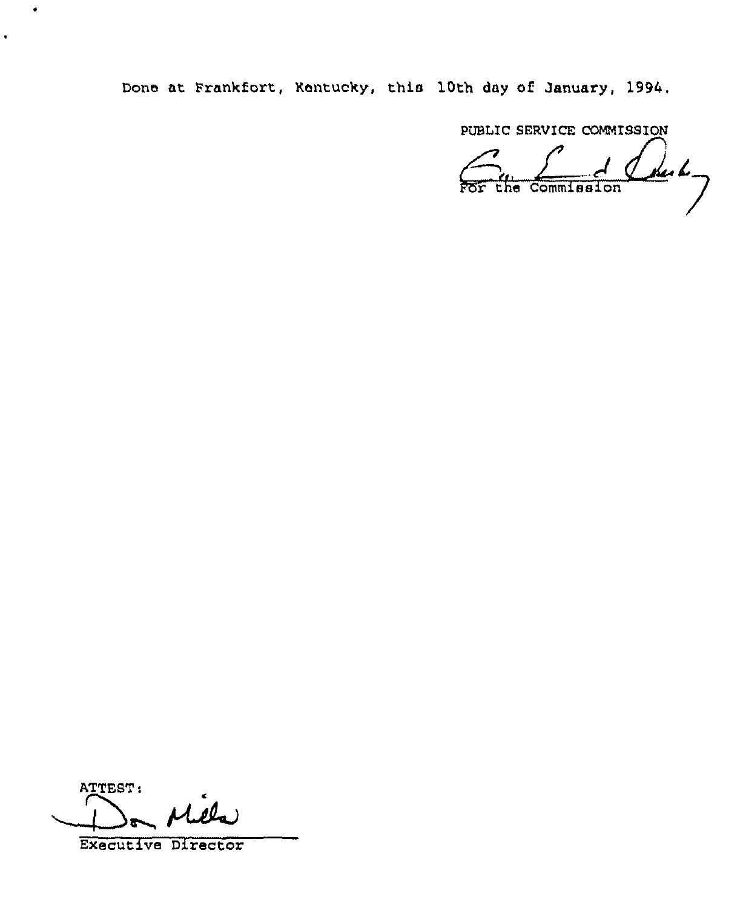Done at Frankfort, Kentucky, this 10th day of January, 1994.

PUBLIC SERVICE COMMISSION

For the Commission

ATTEST:

Executive Director